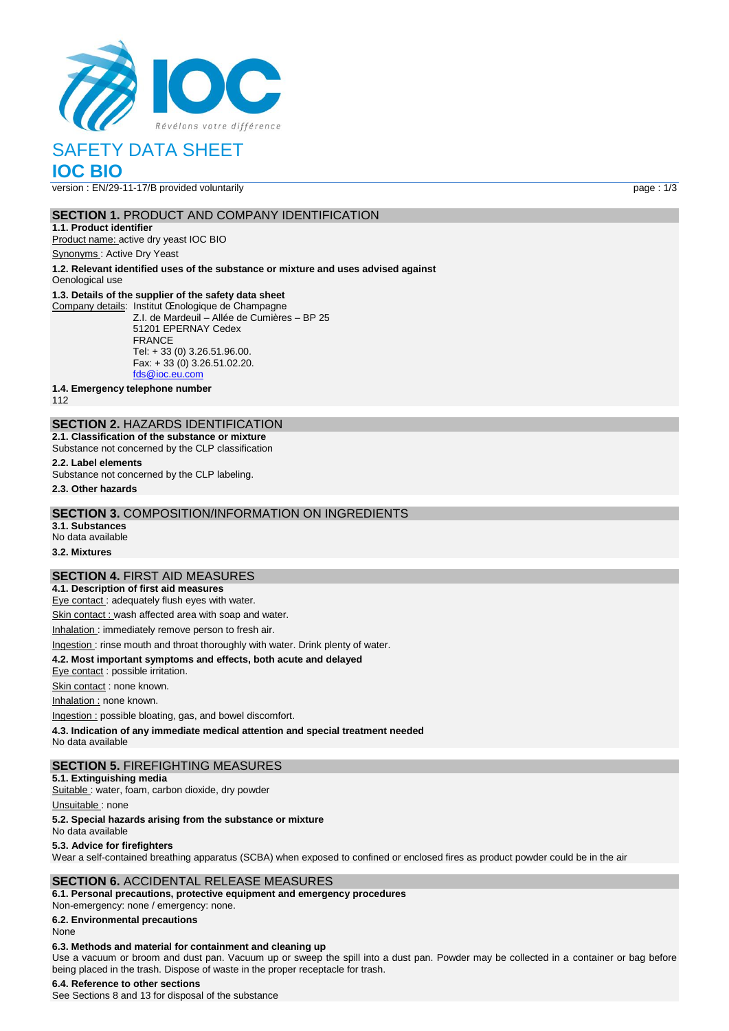# SAFETY DATA SHEET

# IOC BIO

version : EN/29-11-17/B provided voluntarily

## SECTION 1. PRODUCT AND COMPANY IDENTIFICATION

### 1.1. Product identifier

Product name: active dry yeast IOC BIO

Synonyms : Active Dry Yeast

### 1.2. Relevant identified uses of the substance or mixture and uses advised against

Oenological use

### 1.3. Details of the supplier of the safety data sheet

Company details: Institut Œnologique de Champagne
Z.I. de Mardeuil – Allée de Cumières – BP 25
51201 EPERNAY Cedex
FRANCE
Tel: + 33 (0) 3.26.51.96.00.
Fax: + 33 (0) 3.26.51.02.20.
fds@ioc.eu.com

### 1.4. Emergency telephone number

112

## SECTION 2. HAZARDS IDENTIFICATION

### 2.1. Classification of the substance or mixture

Substance not concerned by the CLP classification

### 2.2. Label elements

Substance not concerned by the CLP labeling.

### 2.3. Other hazards

## SECTION 3. COMPOSITION/INFORMATION ON INGREDIENTS

### 3.1. Substances

No data available

### 3.2. Mixtures

## SECTION 4. FIRST AID MEASURES

### 4.1. Description of first aid measures

Eye contact : adequately flush eyes with water.

Skin contact : wash affected area with soap and water.

Inhalation : immediately remove person to fresh air.

Ingestion : rinse mouth and throat thoroughly with water. Drink plenty of water.

### 4.2. Most important symptoms and effects, both acute and delayed

Eye contact : possible irritation.

Skin contact : none known.

Inhalation : none known.

Ingestion : possible bloating, gas, and bowel discomfort.

### 4.3. Indication of any immediate medical attention and special treatment needed

No data available

## SECTION 5. FIREFIGHTING MEASURES

### 5.1. Extinguishing media

Suitable : water, foam, carbon dioxide, dry powder

Unsuitable : none

### 5.2. Special hazards arising from the substance or mixture

No data available

### 5.3. Advice for firefighters

Wear a self-contained breathing apparatus (SCBA) when exposed to confined or enclosed fires as product powder could be in the air

## SECTION 6. ACCIDENTAL RELEASE MEASURES

### 6.1. Personal precautions, protective equipment and emergency procedures

Non-emergency: none / emergency: none.

### 6.2. Environmental precautions

None

### 6.3. Methods and material for containment and cleaning up

Use a vacuum or broom and dust pan. Vacuum up or sweep the spill into a dust pan. Powder may be collected in a container or bag before being placed in the trash. Dispose of waste in the proper receptacle for trash.

### 6.4. Reference to other sections

See Sections 8 and 13 for disposal of the substance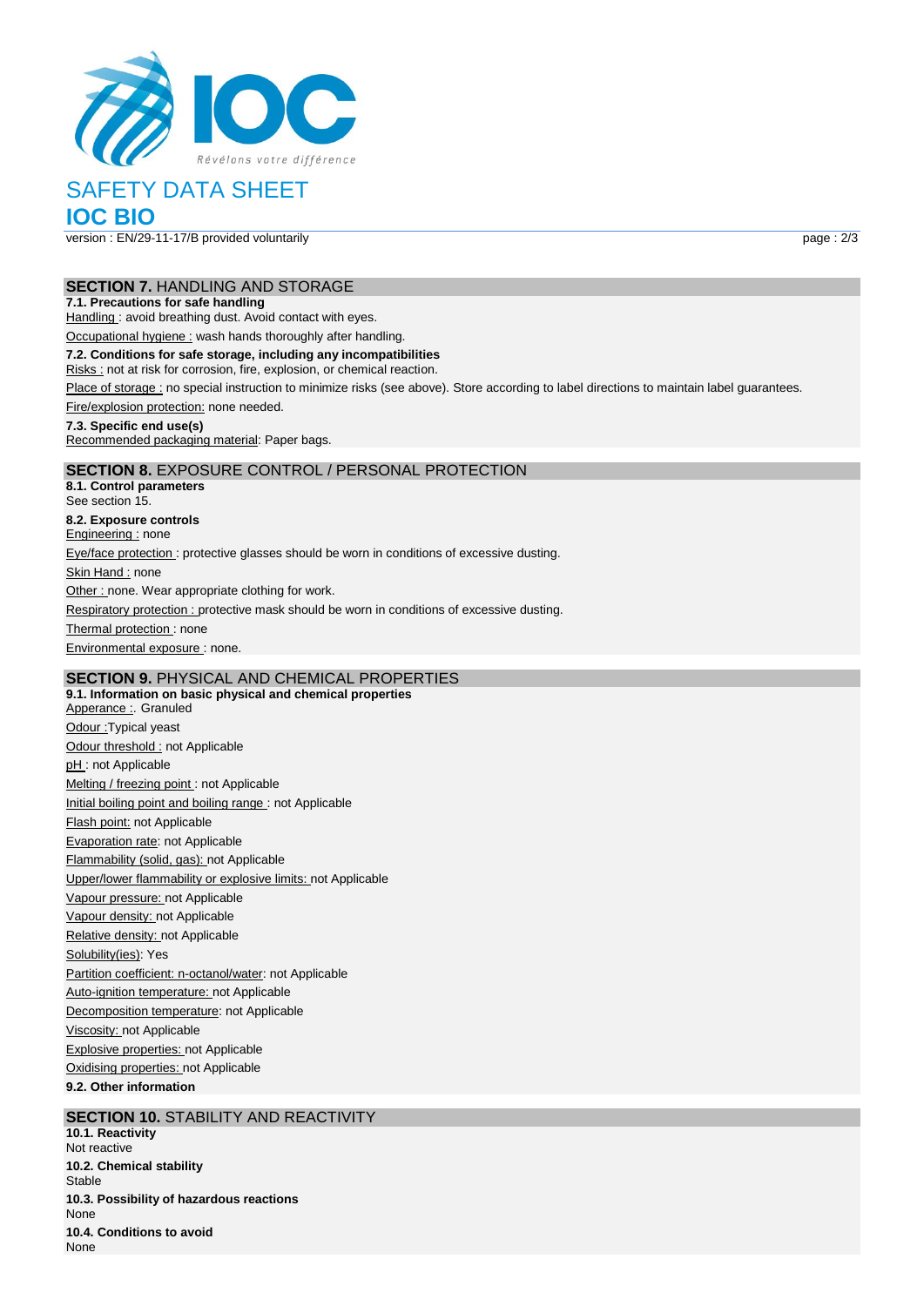# SAFETY DATA SHEET

## IOC BIO

version : EN/29-11-17/B provided voluntarily

## SECTION 7. HANDLING AND STORAGE

**7.1. Precautions for safe handling**

Handling : avoid breathing dust. Avoid contact with eyes.

Occupational hygiene : wash hands thoroughly after handling.

**7.2. Conditions for safe storage, including any incompatibilities**

Risks : not at risk for corrosion, fire, explosion, or chemical reaction.

Place of storage : no special instruction to minimize risks (see above). Store according to label directions to maintain label guarantees.

Fire/explosion protection: none needed.

**7.3. Specific end use(s)**

Recommended packaging material: Paper bags.

## SECTION 8. EXPOSURE CONTROL / PERSONAL PROTECTION

**8.1. Control parameters**

See section 15.

**8.2. Exposure controls**

Engineering : none

Eye/face protection : protective glasses should be worn in conditions of excessive dusting.

Skin Hand : none

Other : none. Wear appropriate clothing for work.

Respiratory protection : protective mask should be worn in conditions of excessive dusting.

Thermal protection : none

Environmental exposure : none.

## SECTION 9. PHYSICAL AND CHEMICAL PROPERTIES

**9.1. Information on basic physical and chemical properties**

Apperance :. Granuled

Odour :Typical yeast

Odour threshold : not Applicable

pH : not Applicable

Melting / freezing point : not Applicable

Initial boiling point and boiling range : not Applicable

Flash point: not Applicable

Evaporation rate: not Applicable

Flammability (solid, gas): not Applicable

Upper/lower flammability or explosive limits: not Applicable

Vapour pressure: not Applicable

Vapour density: not Applicable

Relative density: not Applicable

Solubility(ies): Yes

Partition coefficient: n-octanol/water: not Applicable

Auto-ignition temperature: not Applicable

Decomposition temperature: not Applicable

Viscosity: not Applicable

Explosive properties: not Applicable

Oxidising properties: not Applicable

**9.2. Other information**

## SECTION 10. STABILITY AND REACTIVITY

**10.1. Reactivity**

Not reactive

**10.2. Chemical stability**

Stable

**10.3. Possibility of hazardous reactions**

None

**10.4. Conditions to avoid**

None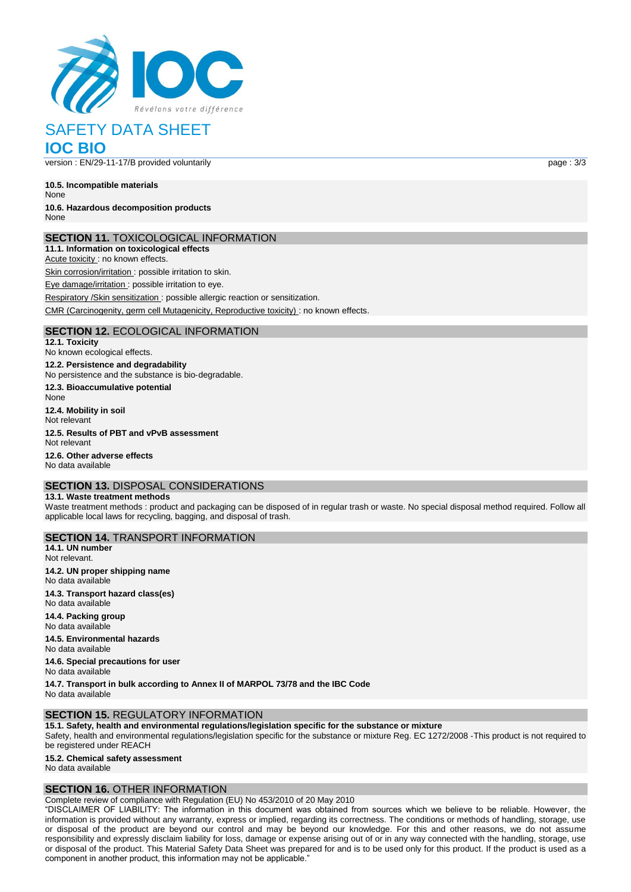# SAFETY DATA SHEET

## IOC BIO

version : EN/29-11-17/B provided voluntarily

**10.5. Incompatible materials**
None

**10.6. Hazardous decomposition products**
None

## SECTION 11. TOXICOLOGICAL INFORMATION

**11.1. Information on toxicological effects**

Acute toxicity : no known effects.

Skin corrosion/irritation : possible irritation to skin.

Eye damage/irritation : possible irritation to eye.

Respiratory /Skin sensitization : possible allergic reaction or sensitization.

CMR (Carcinogenity, germ cell Mutagenicity, Reproductive toxicity) : no known effects.

## SECTION 12. ECOLOGICAL INFORMATION

**12.1. Toxicity**
No known ecological effects.

**12.2. Persistence and degradability**
No persistence and the substance is bio-degradable.

**12.3. Bioaccumulative potential**
None

**12.4. Mobility in soil**
Not relevant

**12.5. Results of PBT and vPvB assessment**
Not relevant

**12.6. Other adverse effects**
No data available

## SECTION 13. DISPOSAL CONSIDERATIONS

**13.1. Waste treatment methods**
Waste treatment methods : product and packaging can be disposed of in regular trash or waste. No special disposal method required. Follow all applicable local laws for recycling, bagging, and disposal of trash.

## SECTION 14. TRANSPORT INFORMATION

**14.1. UN number**
Not relevant.

**14.2. UN proper shipping name**
No data available

**14.3. Transport hazard class(es)**
No data available

**14.4. Packing group**
No data available

**14.5. Environmental hazards**
No data available

**14.6. Special precautions for user**
No data available

**14.7. Transport in bulk according to Annex II of MARPOL 73/78 and the IBC Code**
No data available

## SECTION 15. REGULATORY INFORMATION

**15.1. Safety, health and environmental regulations/legislation specific for the substance or mixture**
Safety, health and environmental regulations/legislation specific for the substance or mixture Reg. EC 1272/2008 -This product is not required to be registered under REACH

**15.2. Chemical safety assessment**
No data available

## SECTION 16. OTHER INFORMATION

Complete review of compliance with Regulation (EU) No 453/2010 of 20 May 2010

"DISCLAIMER OF LIABILITY: The information in this document was obtained from sources which we believe to be reliable. However, the information is provided without any warranty, express or implied, regarding its correctness. The conditions or methods of handling, storage, use or disposal of the product are beyond our control and may be beyond our knowledge. For this and other reasons, we do not assume responsibility and expressly disclaim liability for loss, damage or expense arising out of or in any way connected with the handling, storage, use or disposal of the product. This Material Safety Data Sheet was prepared for and is to be used only for this product. If the product is used as a component in another product, this information may not be applicable."